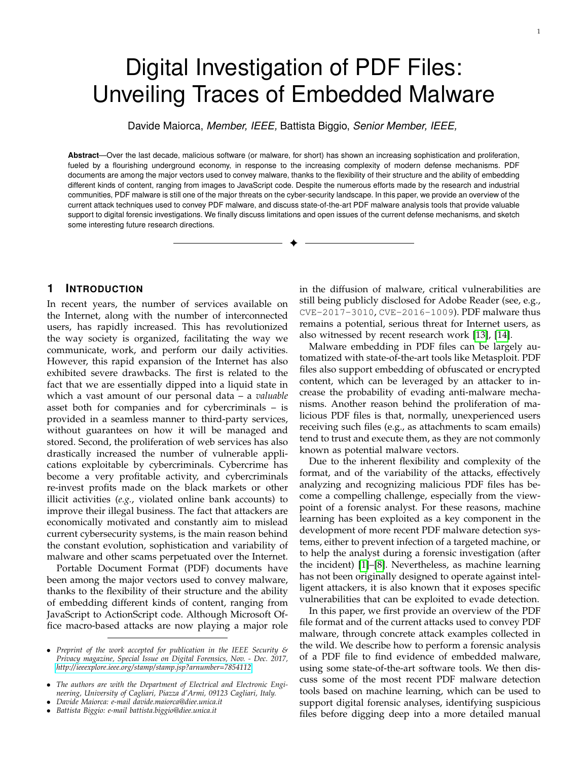# Digital Investigation of PDF Files: Unveiling Traces of Embedded Malware

Davide Maiorca, *Member, IEEE,* Battista Biggio, *Senior Member, IEEE,*

**Abstract**—Over the last decade, malicious software (or malware, for short) has shown an increasing sophistication and proliferation, fueled by a flourishing underground economy, in response to the increasing complexity of modern defense mechanisms. PDF documents are among the major vectors used to convey malware, thanks to the flexibility of their structure and the ability of embedding different kinds of content, ranging from images to JavaScript code. Despite the numerous efforts made by the research and industrial communities, PDF malware is still one of the major threats on the cyber-security landscape. In this paper, we provide an overview of the current attack techniques used to convey PDF malware, and discuss state-of-the-art PDF malware analysis tools that provide valuable support to digital forensic investigations. We finally discuss limitations and open issues of the current defense mechanisms, and sketch some interesting future research directions.

## 1 Introduction

In recent years, the number of services available on the Internet, along with the number of interconnected users, has rapidly increased. This has revolutionized the way society is organized, facilitating the way we communicate, work, and perform our daily activities. However, this rapid expansion of the Internet has also exhibited severe drawbacks. The first is related to the fact that we are essentially dipped into a liquid state in which a vast amount of our personal data – a *valuable* asset both for companies and for cybercriminals – is provided in a seamless manner to third-party services, without guarantees on how it will be managed and stored. Second, the proliferation of web services has also drastically increased the number of vulnerable applications exploitable by cybercriminals. Cybercrime has become a very profitable activity, and cybercriminals re-invest profits made on the black markets or other illicit activities (*e.g.*, violated online bank accounts) to improve their illegal business. The fact that attackers are economically motivated and constantly aim to mislead current cybersecurity systems, is the main reason behind the constant evolution, sophistication and variability of malware and other scams perpetuated over the Internet.

Portable Document Format (PDF) documents have been among the major vectors used to convey malware, thanks to the flexibility of their structure and the ability of embedding different kinds of content, ranging from JavaScript to ActionScript code. Although Microsoft Office macro-based attacks are now playing a major role in the diffusion of malware, critical vulnerabilities are still being publicly disclosed for Adobe Reader (see, e.g., `CVE-2017-3010`, `CVE-2016-1009`). PDF malware thus remains a potential, serious threat for Internet users, as also witnessed by recent research work [13], [14].

Malware embedding in PDF files can be largely automatized with state-of-the-art tools like Metasploit. PDF files also support embedding of obfuscated or encrypted content, which can be leveraged by an attacker to increase the probability of evading anti-malware mechanisms. Another reason behind the proliferation of malicious PDF files is that, normally, unexperienced users receiving such files (e.g., as attachments to scam emails) tend to trust and execute them, as they are not commonly known as potential malware vectors.

Due to the inherent flexibility and complexity of the format, and of the variability of the attacks, effectively analyzing and recognizing malicious PDF files has become a compelling challenge, especially from the viewpoint of a forensic analyst. For these reasons, machine learning has been exploited as a key component in the development of more recent PDF malware detection systems, either to prevent infection of a targeted machine, or to help the analyst during a forensic investigation (after the incident) [1]–[8]. Nevertheless, as machine learning has not been originally designed to operate against intelligent attackers, it is also known that it exposes specific vulnerabilities that can be exploited to evade detection.

In this paper, we first provide an overview of the PDF file format and of the current attacks used to convey PDF malware, through concrete attack examples collected in the wild. We describe how to perform a forensic analysis of a PDF file to find evidence of embedded malware, using some state-of-the-art software tools. We then discuss some of the most recent PDF malware detection tools based on machine learning, which can be used to support digital forensic analyses, identifying suspicious files before digging deep into a more detailed manual

- *Preprint of the work accepted for publication in the IEEE Security & Privacy magazine, Special Issue on Digital Forensics, Nov. - Dec. 2017, http://ieeexplore.ieee.org/stamp/stamp.jsp?arnumber=7854112*
- *The authors are with the Department of Electrical and Electronic Engineering, University of Cagliari, Piazza d'Armi, 09123 Cagliari, Italy.*
- *Davide Maiorca: e-mail davide.maiorca@diee.unica.it*
- *Battista Biggio: e-mail battista.biggio@diee.unica.it*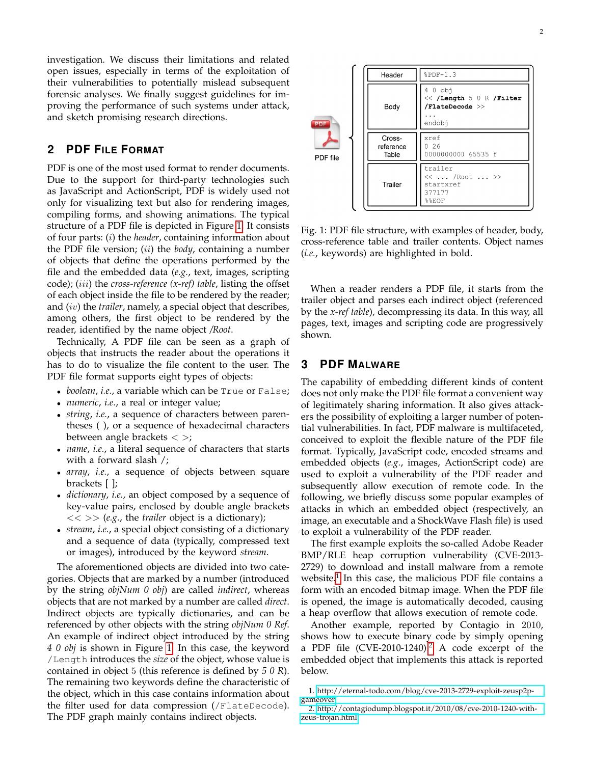investigation. We discuss their limitations and related open issues, especially in terms of the exploitation of their vulnerabilities to potentially mislead subsequent forensic analyses. We finally suggest guidelines for improving the performance of such systems under attack, and sketch promising research directions.

## 2 PDF File Format

PDF is one of the most used format to render documents. Due to the support for third-party technologies such as JavaScript and ActionScript, PDF is widely used not only for visualizing text but also for rendering images, compiling forms, and showing animations. The typical structure of a PDF file is depicted in Figure 1. It consists of four parts: (*i*) the *header*, containing information about the PDF file version; (*ii*) the *body*, containing a number of objects that define the operations performed by the file and the embedded data (*e.g.*, text, images, scripting code); (*iii*) the *cross-reference (x-ref) table*, listing the offset of each object inside the file to be rendered by the reader; and (*iv*) the *trailer*, namely, a special object that describes, among others, the first object to be rendered by the reader, identified by the name object */Root*.

Technically, A PDF file can be seen as a graph of objects that instructs the reader about the operations it has to do to visualize the file content to the user. The PDF file format supports eight types of objects:

- *boolean*, *i.e.*, a variable which can be `True` or `False`;
- *numeric*, *i.e.*, a real or integer value;
- *string*, *i.e.*, a sequence of characters between parentheses ( ), or a sequence of hexadecimal characters between angle brackets < >;
- *name*, *i.e.*, a literal sequence of characters that starts with a forward slash /;
- *array*, *i.e.*, a sequence of objects between square brackets [ ];
- *dictionary*, *i.e.*, an object composed by a sequence of key-value pairs, enclosed by double angle brackets << >> (*e.g.*, the *trailer* object is a dictionary);
- *stream*, *i.e.*, a special object consisting of a dictionary and a sequence of data (typically, compressed text or images), introduced by the keyword *stream*.

The aforementioned objects are divided into two categories. Objects that are marked by a number (introduced by the string *objNum 0 obj*) are called *indirect*, whereas objects that are not marked by a number are called *direct*. Indirect objects are typically dictionaries, and can be referenced by other objects with the string *objNum 0 Ref*. An example of indirect object introduced by the string *4 0 obj* is shown in Figure 1. In this case, the keyword `/Length` introduces the *size* of the object, whose value is contained in object 5 (this reference is defined by *5 0 R*). The remaining two keywords define the characteristic of the object, which in this case contains information about the filter used for data compression (`/FlateDecode`). The PDF graph mainly contains indirect objects.

| PDF file | | |
|---|---|---|
| | Header | `%PDF-1.3` |
| | Body | `4 0 obj` `<< /Length 5 0 R /Filter /FlateDecode >>` `...` `endobj` |
| | Cross-reference Table | `xref` `0 26` `0000000000 65535 f` |
| | Trailer | `trailer` `<< ... /Root ... >>` `startxref` `377177` `%%EOF` |

Fig. 1: PDF file structure, with examples of header, body, cross-reference table and trailer contents. Object names (*i.e.*, keywords) are highlighted in bold.

When a reader renders a PDF file, it starts from the trailer object and parses each indirect object (referenced by the *x-ref table*), decompressing its data. In this way, all pages, text, images and scripting code are progressively shown.

## 3 PDF Malware

The capability of embedding different kinds of content does not only make the PDF file format a convenient way of legitimately sharing information. It also gives attackers the possibility of exploiting a larger number of potential vulnerabilities. In fact, PDF malware is multifaceted, conceived to exploit the flexible nature of the PDF file format. Typically, JavaScript code, encoded streams and embedded objects (*e.g.*, images, ActionScript code) are used to exploit a vulnerability of the PDF reader and subsequently allow execution of remote code. In the following, we briefly discuss some popular examples of attacks in which an embedded object (respectively, an image, an executable and a ShockWave Flash file) is used to exploit a vulnerability of the PDF reader.

The first example exploits the so-called Adobe Reader BMP/RLE heap corruption vulnerability (CVE-2013-2729) to download and install malware from a remote website.[1] In this case, the malicious PDF file contains a form with an encoded bitmap image. When the PDF file is opened, the image is automatically decoded, causing a heap overflow that allows execution of remote code.

Another example, reported by Contagio in 2010, shows how to execute binary code by simply opening a PDF file (CVE-2010-1240).[2] A code excerpt of the embedded object that implements this attack is reported below.

1. http://eternal-todo.com/blog/cve-2013-2729-exploit-zeusp2p-gameover
2. http://contagiodump.blogspot.it/2010/08/cve-2010-1240-with-zeus-trojan.html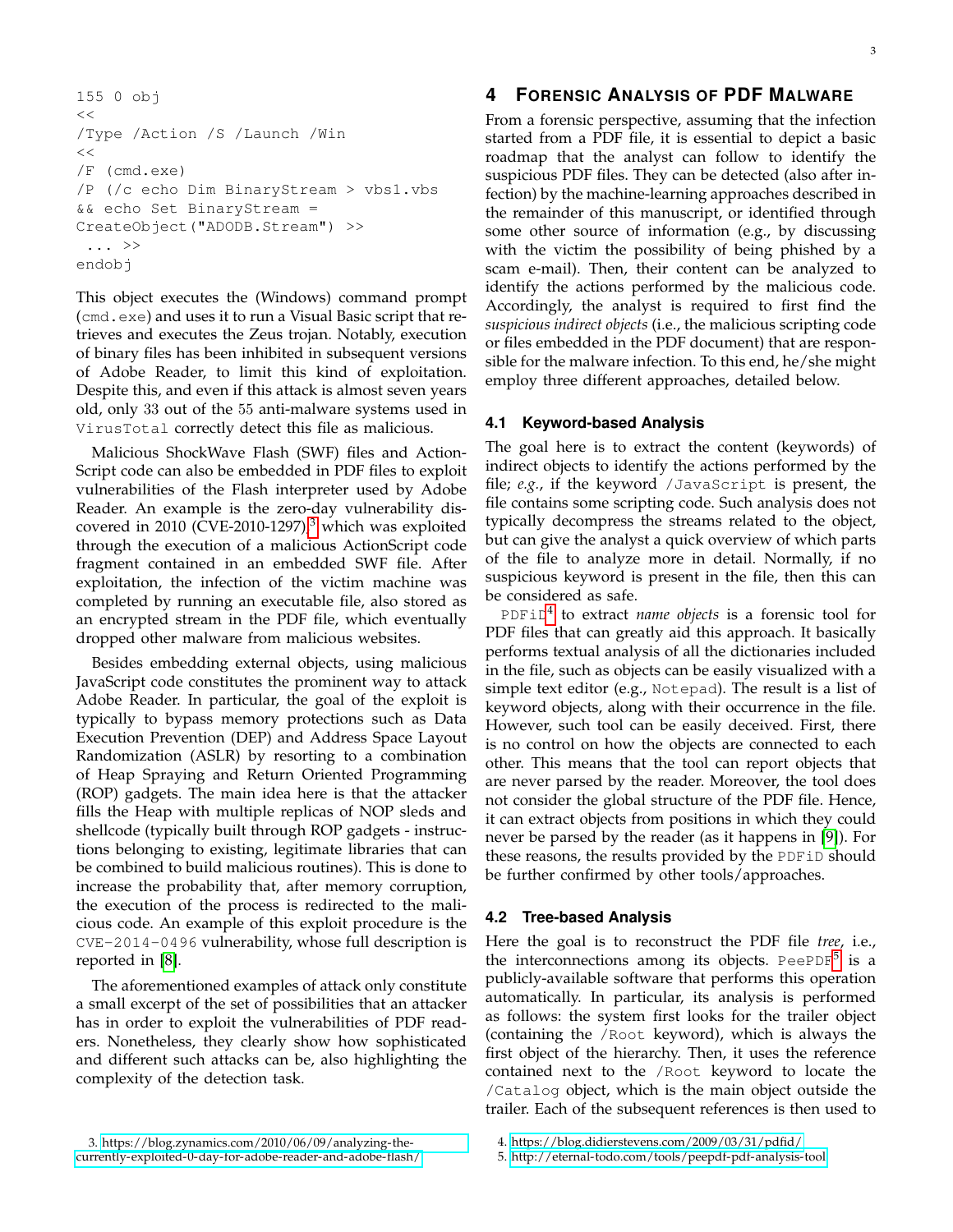```
155 0 obj
<<
/Type /Action /S /Launch /Win
<<
/F (cmd.exe)
/P (/c echo Dim BinaryStream > vbs1.vbs
&& echo Set BinaryStream =
CreateObject("ADODB.Stream") >>
 ... >>
endobj
```

This object executes the (Windows) command prompt (`cmd.exe`) and uses it to run a Visual Basic script that retrieves and executes the Zeus trojan. Notably, execution of binary files has been inhibited in subsequent versions of Adobe Reader, to limit this kind of exploitation. Despite this, and even if this attack is almost seven years old, only 33 out of the 55 anti-malware systems used in `VirusTotal` correctly detect this file as malicious.

Malicious ShockWave Flash (SWF) files and ActionScript code can also be embedded in PDF files to exploit vulnerabilities of the Flash interpreter used by Adobe Reader. An example is the zero-day vulnerability discovered in 2010 (CVE-2010-1297),[3] which was exploited through the execution of a malicious ActionScript code fragment contained in an embedded SWF file. After exploitation, the infection of the victim machine was completed by running an executable file, also stored as an encrypted stream in the PDF file, which eventually dropped other malware from malicious websites.

Besides embedding external objects, using malicious JavaScript code constitutes the prominent way to attack Adobe Reader. In particular, the goal of the exploit is typically to bypass memory protections such as Data Execution Prevention (DEP) and Address Space Layout Randomization (ASLR) by resorting to a combination of Heap Spraying and Return Oriented Programming (ROP) gadgets. The main idea here is that the attacker fills the Heap with multiple replicas of NOP sleds and shellcode (typically built through ROP gadgets - instructions belonging to existing, legitimate libraries that can be combined to build malicious routines). This is done to increase the probability that, after memory corruption, the execution of the process is redirected to the malicious code. An example of this exploit procedure is the `CVE-2014-0496` vulnerability, whose full description is reported in [8].

The aforementioned examples of attack only constitute a small excerpt of the set of possibilities that an attacker has in order to exploit the vulnerabilities of PDF readers. Nonetheless, they clearly show how sophisticated and different such attacks can be, also highlighting the complexity of the detection task.

# 4 Forensic Analysis of PDF Malware

From a forensic perspective, assuming that the infection started from a PDF file, it is essential to depict a basic roadmap that the analyst can follow to identify the suspicious PDF files. They can be detected (also after infection) by the machine-learning approaches described in the remainder of this manuscript, or identified through some other source of information (e.g., by discussing with the victim the possibility of being phished by a scam e-mail). Then, their content can be analyzed to identify the actions performed by the malicious code. Accordingly, the analyst is required to first find the *suspicious indirect objects* (i.e., the malicious scripting code or files embedded in the PDF document) that are responsible for the malware infection. To this end, he/she might employ three different approaches, detailed below.

## 4.1 Keyword-based Analysis

The goal here is to extract the content (keywords) of indirect objects to identify the actions performed by the file; *e.g.*, if the keyword `/JavaScript` is present, the file contains some scripting code. Such analysis does not typically decompress the streams related to the object, but can give the analyst a quick overview of which parts of the file to analyze more in detail. Normally, if no suspicious keyword is present in the file, then this can be considered as safe.

`PDFiD`[4] to extract *name objects* is a forensic tool for PDF files that can greatly aid this approach. It basically performs textual analysis of all the dictionaries included in the file, such as objects can be easily visualized with a simple text editor (e.g., `Notepad`). The result is a list of keyword objects, along with their occurrence in the file. However, such tool can be easily deceived. First, there is no control on how the objects are connected to each other. This means that the tool can report objects that are never parsed by the reader. Moreover, the tool does not consider the global structure of the PDF file. Hence, it can extract objects from positions in which they could never be parsed by the reader (as it happens in [9]). For these reasons, the results provided by the `PDFiD` should be further confirmed by other tools/approaches.

## 4.2 Tree-based Analysis

Here the goal is to reconstruct the PDF file *tree*, i.e., the interconnections among its objects. `PeePDF`[5] is a publicly-available software that performs this operation automatically. In particular, its analysis is performed as follows: the system first looks for the trailer object (containing the `/Root` keyword), which is always the first object of the hierarchy. Then, it uses the reference contained next to the `/Root` keyword to locate the `/Catalog` object, which is the main object outside the trailer. Each of the subsequent references is then used to

3. https://blog.zynamics.com/2010/06/09/analyzing-the-currently-exploited-0-day-for-adobe-reader-and-adobe-flash/

4. https://blog.didierstevens.com/2009/03/31/pdfid/

5. http://eternal-todo.com/tools/peepdf-pdf-analysis-tool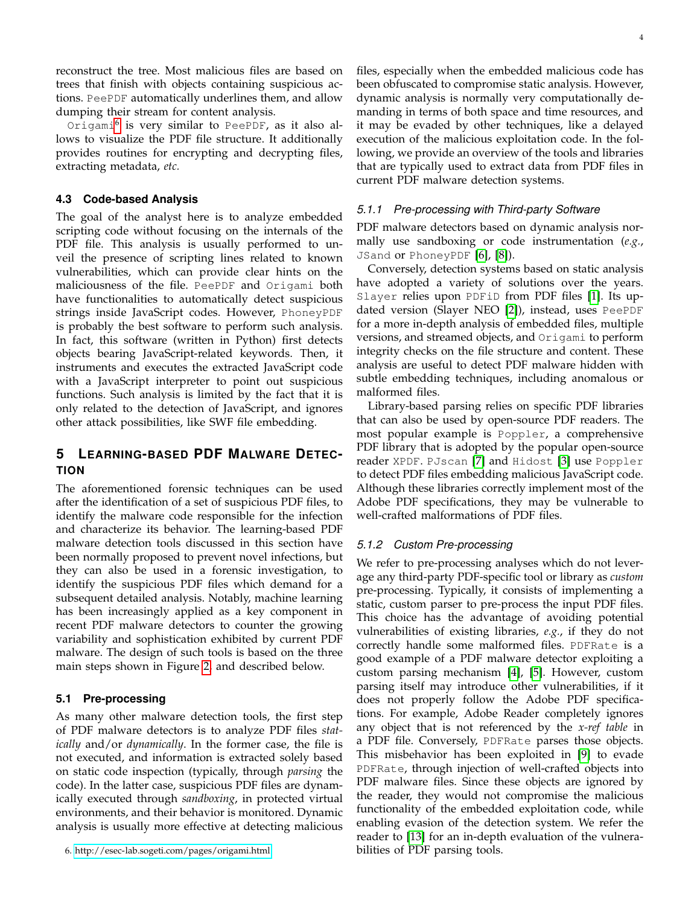reconstruct the tree. Most malicious files are based on trees that finish with objects containing suspicious actions. `PeePDF` automatically underlines them, and allow dumping their stream for content analysis.

`Origami`[6] is very similar to `PeePDF`, as it also allows to visualize the PDF file structure. It additionally provides routines for encrypting and decrypting files, extracting metadata, *etc.*

### 4.3 Code-based Analysis

The goal of the analyst here is to analyze embedded scripting code without focusing on the internals of the PDF file. This analysis is usually performed to unveil the presence of scripting lines related to known vulnerabilities, which can provide clear hints on the maliciousness of the file. `PeePDF` and `Origami` both have functionalities to automatically detect suspicious strings inside JavaScript codes. However, `PhoneyPDF` is probably the best software to perform such analysis. In fact, this software (written in Python) first detects objects bearing JavaScript-related keywords. Then, it instruments and executes the extracted JavaScript code with a JavaScript interpreter to point out suspicious functions. Such analysis is limited by the fact that it is only related to the detection of JavaScript, and ignores other attack possibilities, like SWF file embedding.

## 5 Learning-based PDF Malware Detection

The aforementioned forensic techniques can be used after the identification of a set of suspicious PDF files, to identify the malware code responsible for the infection and characterize its behavior. The learning-based PDF malware detection tools discussed in this section have been normally proposed to prevent novel infections, but they can also be used in a forensic investigation, to identify the suspicious PDF files which demand for a subsequent detailed analysis. Notably, machine learning has been increasingly applied as a key component in recent PDF malware detectors to counter the growing variability and sophistication exhibited by current PDF malware. The design of such tools is based on the three main steps shown in Figure 2 and described below.

### 5.1 Pre-processing

As many other malware detection tools, the first step of PDF malware detectors is to analyze PDF files *statically* and/or *dynamically*. In the former case, the file is not executed, and information is extracted solely based on static code inspection (typically, through *parsing* the code). In the latter case, suspicious PDF files are dynamically executed through *sandboxing*, in protected virtual environments, and their behavior is monitored. Dynamic analysis is usually more effective at detecting malicious files, especially when the embedded malicious code has been obfuscated to compromise static analysis. However, dynamic analysis is normally very computationally demanding in terms of both space and time resources, and it may be evaded by other techniques, like a delayed execution of the malicious exploitation code. In the following, we provide an overview of the tools and libraries that are typically used to extract data from PDF files in current PDF malware detection systems.

6. http://esec-lab.sogeti.com/pages/origami.html

#### 5.1.1 Pre-processing with Third-party Software

PDF malware detectors based on dynamic analysis normally use sandboxing or code instrumentation (*e.g.*, `JSand` or `PhoneyPDF` [6], [8]).

Conversely, detection systems based on static analysis have adopted a variety of solutions over the years. `Slayer` relies upon `PDFiD` from PDF files [1]. Its updated version (Slayer NEO [2]), instead, uses `PeePDF` for a more in-depth analysis of embedded files, multiple versions, and streamed objects, and `Origami` to perform integrity checks on the file structure and content. These analysis are useful to detect PDF malware hidden with subtle embedding techniques, including anomalous or malformed files.

Library-based parsing relies on specific PDF libraries that can also be used by open-source PDF readers. The most popular example is `Poppler`, a comprehensive PDF library that is adopted by the popular open-source reader `XPDF`. `PJscan` [7] and `Hidost` [3] use `Poppler` to detect PDF files embedding malicious JavaScript code. Although these libraries correctly implement most of the Adobe PDF specifications, they may be vulnerable to well-crafted malformations of PDF files.

#### 5.1.2 Custom Pre-processing

We refer to pre-processing analyses which do not leverage any third-party PDF-specific tool or library as *custom* pre-processing. Typically, it consists of implementing a static, custom parser to pre-process the input PDF files. This choice has the advantage of avoiding potential vulnerabilities of existing libraries, *e.g.*, if they do not correctly handle some malformed files. `PDFRate` is a good example of a PDF malware detector exploiting a custom parsing mechanism [4], [5]. However, custom parsing itself may introduce other vulnerabilities, if it does not properly follow the Adobe PDF specifications. For example, Adobe Reader completely ignores any object that is not referenced by the *x-ref table* in a PDF file. Conversely, `PDFRate` parses those objects. This misbehavior has been exploited in [9] to evade `PDFRate`, through injection of well-crafted objects into PDF malware files. Since these objects are ignored by the reader, they would not compromise the malicious functionality of the embedded exploitation code, while enabling evasion of the detection system. We refer the reader to [13] for an in-depth evaluation of the vulnerabilities of PDF parsing tools.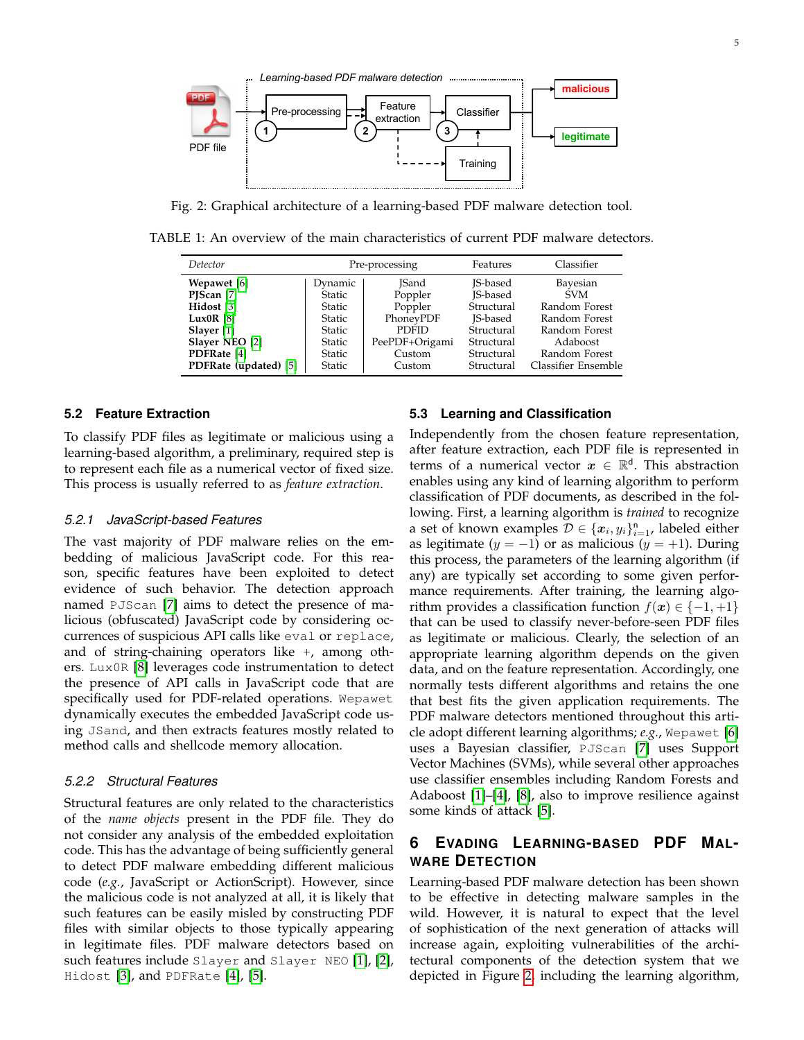Fig. 2: Graphical architecture of a learning-based PDF malware detection tool.

TABLE 1: An overview of the main characteristics of current PDF malware detectors.

| Detector | Pre-processing | | Features | Classifier |
|---|---|---|---|---|
| **Wepawet** [6] | Dynamic | JSand | JS-based | Bayesian |
| **PJScan** [7] | Static | Poppler | JS-based | SVM |
| **Hidost** [3] | Static | Poppler | Structural | Random Forest |
| **Lux0R** [8] | Static | PhoneyPDF | JS-based | Random Forest |
| **Slayer** [1] | Static | PDFID | Structural | Random Forest |
| **Slayer NEO** [2] | Static | PeePDF+Origami | Structural | Adaboost |
| **PDFRate** [4] | Static | Custom | Structural | Random Forest |
| **PDFRate (updated)** [5] | Static | Custom | Structural | Classifier Ensemble |

### 5.2 Feature Extraction

To classify PDF files as legitimate or malicious using a learning-based algorithm, a preliminary, required step is to represent each file as a numerical vector of fixed size. This process is usually referred to as *feature extraction*.

#### 5.2.1 JavaScript-based Features

The vast majority of PDF malware relies on the embedding of malicious JavaScript code. For this reason, specific features have been exploited to detect evidence of such behavior. The detection approach named `PJScan` [7] aims to detect the presence of malicious (obfuscated) JavaScript code by considering occurrences of suspicious API calls like `eval` or `replace`, and of string-chaining operators like +, among others. `Lux0R` [8] leverages code instrumentation to detect the presence of API calls in JavaScript code that are specifically used for PDF-related operations. `Wepawet` dynamically executes the embedded JavaScript code using `JSand`, and then extracts features mostly related to method calls and shellcode memory allocation.

#### 5.2.2 Structural Features

Structural features are only related to the characteristics of the *name objects* present in the PDF file. They do not consider any analysis of the embedded exploitation code. This has the advantage of being sufficiently general to detect PDF malware embedding different malicious code (*e.g.*, JavaScript or ActionScript). However, since the malicious code is not analyzed at all, it is likely that such features can be easily misled by constructing PDF files with similar objects to those typically appearing in legitimate files. PDF malware detectors based on such features include `Slayer` and `Slayer NEO` [1], [2], `Hidost` [3], and `PDFRate` [4], [5].

### 5.3 Learning and Classification

Independently from the chosen feature representation, after feature extraction, each PDF file is represented in terms of a numerical vector $\boldsymbol{x} \in \mathbb{R}^d$. This abstraction enables using any kind of learning algorithm to perform classification of PDF documents, as described in the following. First, a learning algorithm is *trained* to recognize a set of known examples $\mathcal{D} \in \{\boldsymbol{x}_i, y_i\}_{i=1}^n$, labeled either as legitimate ($y = -1$) or as malicious ($y = +1$). During this process, the parameters of the learning algorithm (if any) are typically set according to some given performance requirements. After training, the learning algorithm provides a classification function $f(\boldsymbol{x}) \in \{-1, +1\}$ that can be used to classify never-before-seen PDF files as legitimate or malicious. Clearly, the selection of an appropriate learning algorithm depends on the given data, and on the feature representation. Accordingly, one normally tests different algorithms and retains the one that best fits the given application requirements. The PDF malware detectors mentioned throughout this article adopt different learning algorithms; *e.g.*, `Wepawet` [6] uses a Bayesian classifier, `PJScan` [7] uses Support Vector Machines (SVMs), while several other approaches use classifier ensembles including Random Forests and Adaboost [1]–[4], [8], also to improve resilience against some kinds of attack [5].

## 6 Evading Learning-based PDF Malware Detection

Learning-based PDF malware detection has been shown to be effective in detecting malware samples in the wild. However, it is natural to expect that the level of sophistication of the next generation of attacks will increase again, exploiting vulnerabilities of the architectural components of the detection system that we depicted in Figure 2, including the learning algorithm,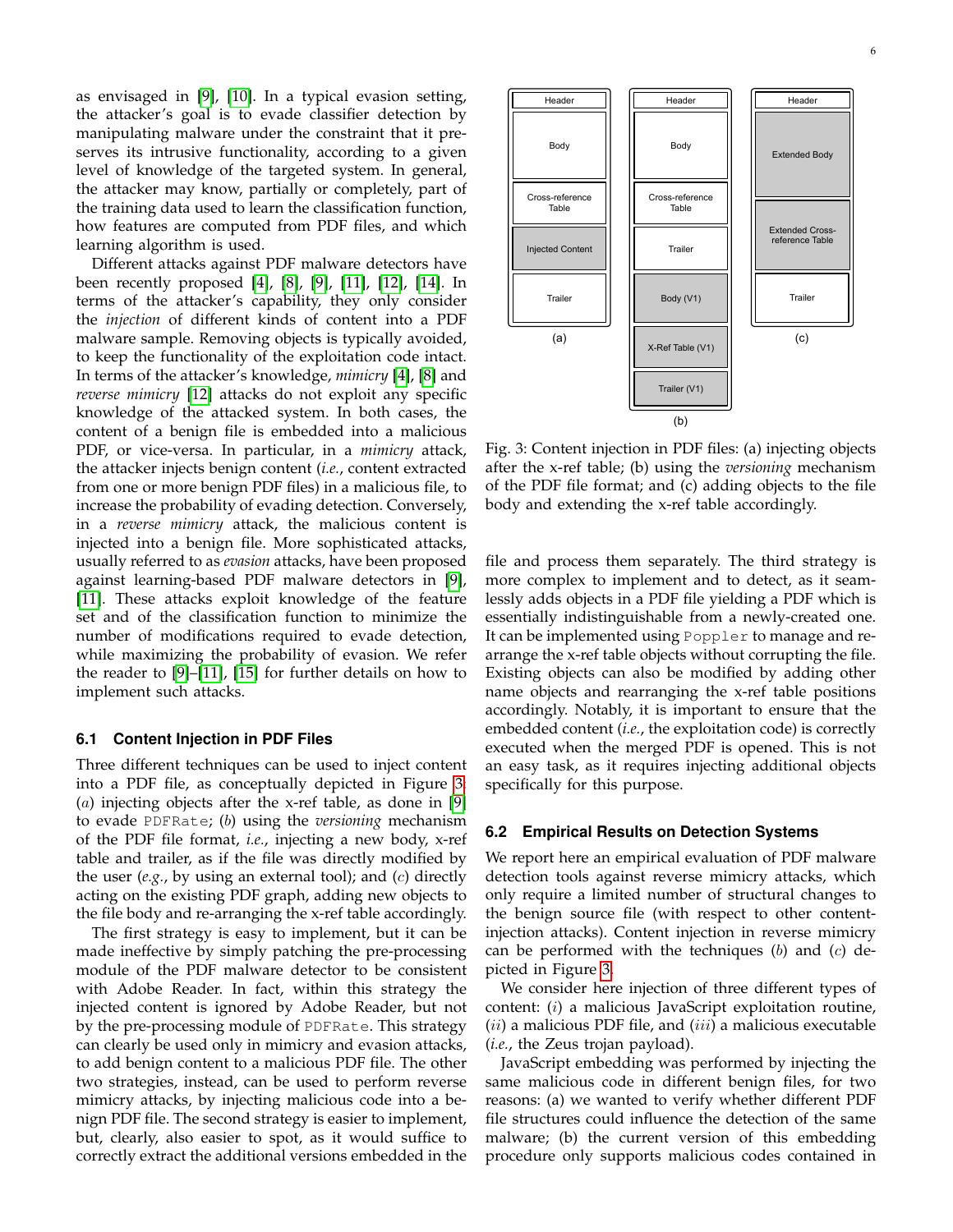as envisaged in [9], [10]. In a typical evasion setting, the attacker's goal is to evade classifier detection by manipulating malware under the constraint that it preserves its intrusive functionality, according to a given level of knowledge of the targeted system. In general, the attacker may know, partially or completely, part of the training data used to learn the classification function, how features are computed from PDF files, and which learning algorithm is used.

Different attacks against PDF malware detectors have been recently proposed [4], [8], [9], [11], [12], [14]. In terms of the attacker's capability, they only consider the *injection* of different kinds of content into a PDF malware sample. Removing objects is typically avoided, to keep the functionality of the exploitation code intact. In terms of the attacker's knowledge, *mimicry* [4], [8] and *reverse mimicry* [12] attacks do not exploit any specific knowledge of the attacked system. In both cases, the content of a benign file is embedded into a malicious PDF, or vice-versa. In particular, in a *mimicry* attack, the attacker injects benign content (*i.e.*, content extracted from one or more benign PDF files) in a malicious file, to increase the probability of evading detection. Conversely, in a *reverse mimicry* attack, the malicious content is injected into a benign file. More sophisticated attacks, usually referred to as *evasion* attacks, have been proposed against learning-based PDF malware detectors in [9], [11]. These attacks exploit knowledge of the feature set and of the classification function to minimize the number of modifications required to evade detection, while maximizing the probability of evasion. We refer the reader to [9]–[11], [15] for further details on how to implement such attacks.

### 6.1 Content Injection in PDF Files

Three different techniques can be used to inject content into a PDF file, as conceptually depicted in Figure 3: (*a*) injecting objects after the x-ref table, as done in [9] to evade `PDFRate`; (*b*) using the *versioning* mechanism of the PDF file format, *i.e.*, injecting a new body, x-ref table and trailer, as if the file was directly modified by the user (*e.g.*, by using an external tool); and (*c*) directly acting on the existing PDF graph, adding new objects to the file body and re-arranging the x-ref table accordingly.

The first strategy is easy to implement, but it can be made ineffective by simply patching the pre-processing module of the PDF malware detector to be consistent with Adobe Reader. In fact, within this strategy the injected content is ignored by Adobe Reader, but not by the pre-processing module of `PDFRate`. This strategy can clearly be used only in mimicry and evasion attacks, to add benign content to a malicious PDF file. The other two strategies, instead, can be used to perform reverse mimicry attacks, by injecting malicious code into a benign PDF file. The second strategy is easier to implement, but, clearly, also easier to spot, as it would suffice to correctly extract the additional versions embedded in the file and process them separately. The third strategy is more complex to implement and to detect, as it seamlessly adds objects in a PDF file yielding a PDF which is essentially indistinguishable from a newly-created one. It can be implemented using `Poppler` to manage and rearrange the x-ref table objects without corrupting the file. Existing objects can also be modified by adding other name objects and rearranging the x-ref table positions accordingly. Notably, it is important to ensure that the embedded content (*i.e.*, the exploitation code) is correctly executed when the merged PDF is opened. This is not an easy task, as it requires injecting additional objects specifically for this purpose.

| (a) | (b) | (c) |
|---|---|---|
| Header | Header | Header |
| Body | Body | Extended Body |
| Cross-reference Table | Cross-reference Table | Extended Cross-reference Table |
| Injected Content | Trailer | Trailer |
| Trailer | Body (V1) | |
| | X-Ref Table (V1) | |
| | Trailer (V1) | |

Fig. 3: Content injection in PDF files: (a) injecting objects after the x-ref table; (b) using the *versioning* mechanism of the PDF file format; and (c) adding objects to the file body and extending the x-ref table accordingly.

### 6.2 Empirical Results on Detection Systems

We report here an empirical evaluation of PDF malware detection tools against reverse mimicry attacks, which only require a limited number of structural changes to the benign source file (with respect to other content-injection attacks). Content injection in reverse mimicry can be performed with the techniques (*b*) and (*c*) depicted in Figure 3.

We consider here injection of three different types of content: (*i*) a malicious JavaScript exploitation routine, (*ii*) a malicious PDF file, and (*iii*) a malicious executable (*i.e.*, the Zeus trojan payload).

JavaScript embedding was performed by injecting the same malicious code in different benign files, for two reasons: (a) we wanted to verify whether different PDF file structures could influence the detection of the same malware; (b) the current version of this embedding procedure only supports malicious codes contained in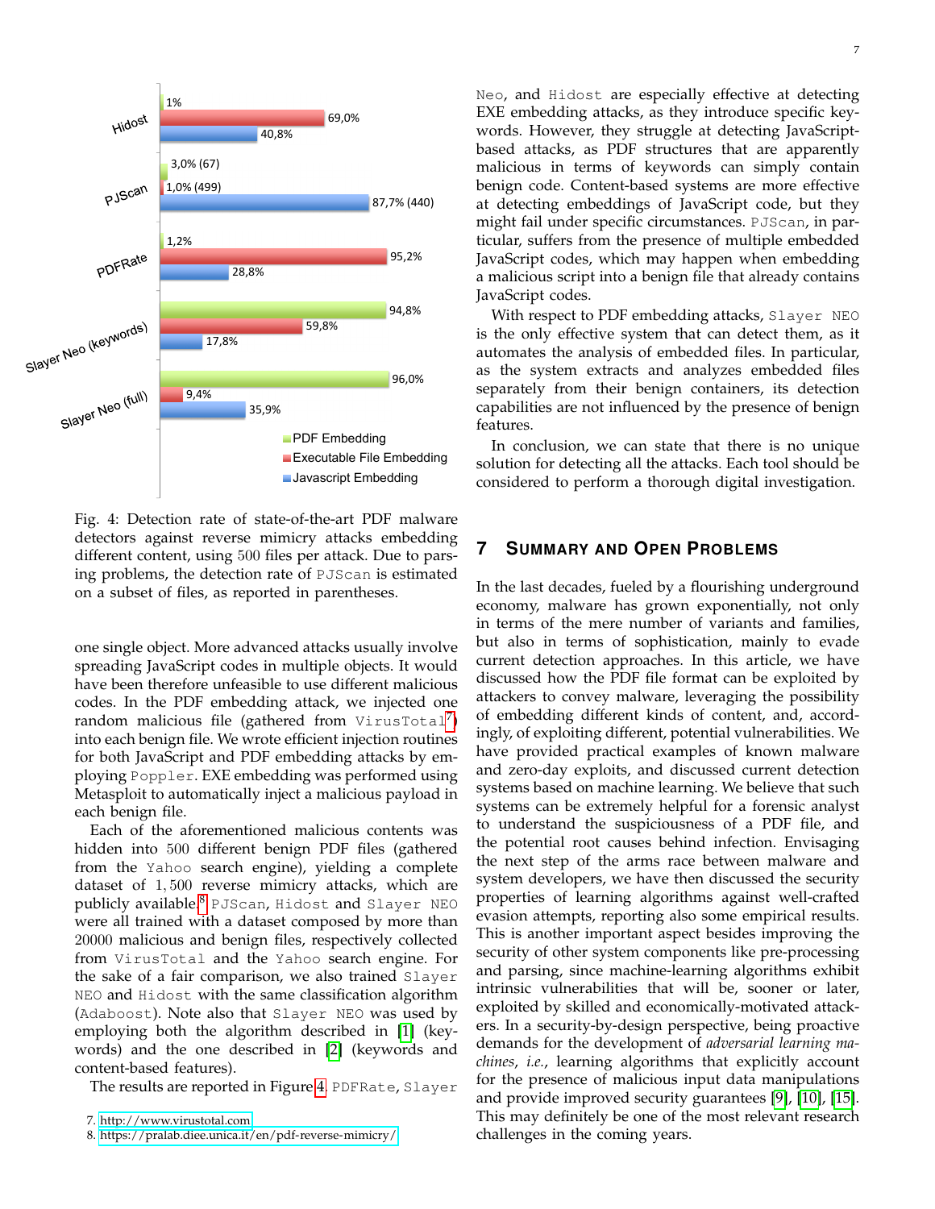Fig. 4: Detection rate of state-of-the-art PDF malware detectors against reverse mimicry attacks embedding different content, using 500 files per attack. Due to parsing problems, the detection rate of PJScan is estimated on a subset of files, as reported in parentheses.

one single object. More advanced attacks usually involve spreading JavaScript codes in multiple objects. It would have been therefore unfeasible to use different malicious codes. In the PDF embedding attack, we injected one random malicious file (gathered from VirusTotal[7]) into each benign file. We wrote efficient injection routines for both JavaScript and PDF embedding attacks by employing Poppler. EXE embedding was performed using Metasploit to automatically inject a malicious payload in each benign file.

Each of the aforementioned malicious contents was hidden into 500 different benign PDF files (gathered from the Yahoo search engine), yielding a complete dataset of 1,500 reverse mimicry attacks, which are publicly available[8]. PJScan, Hidost and Slayer NEO were all trained with a dataset composed by more than 20000 malicious and benign files, respectively collected from VirusTotal and the Yahoo search engine. For the sake of a fair comparison, we also trained Slayer NEO and Hidost with the same classification algorithm (Adaboost). Note also that Slayer NEO was used by employing both the algorithm described in [1] (keywords) and the one described in [2] (keywords and content-based features).

The results are reported in Figure 4. PDFRate, Slayer Neo, and Hidost are especially effective at detecting EXE embedding attacks, as they introduce specific keywords. However, they struggle at detecting JavaScript-based attacks, as PDF structures that are apparently malicious in terms of keywords can simply contain benign code. Content-based systems are more effective at detecting embeddings of JavaScript code, but they might fail under specific circumstances. PJScan, in particular, suffers from the presence of multiple embedded JavaScript codes, which may happen when embedding a malicious script into a benign file that already contains JavaScript codes.

With respect to PDF embedding attacks, Slayer NEO is the only effective system that can detect them, as it automates the analysis of embedded files. In particular, as the system extracts and analyzes embedded files separately from their benign containers, its detection capabilities are not influenced by the presence of benign features.

In conclusion, we can state that there is no unique solution for detecting all the attacks. Each tool should be considered to perform a thorough digital investigation.

## 7 Summary and Open Problems

In the last decades, fueled by a flourishing underground economy, malware has grown exponentially, not only in terms of the mere number of variants and families, but also in terms of sophistication, mainly to evade current detection approaches. In this article, we have discussed how the PDF file format can be exploited by attackers to convey malware, leveraging the possibility of embedding different kinds of content, and, accordingly, of exploiting different, potential vulnerabilities. We have provided practical examples of known malware and zero-day exploits, and discussed current detection systems based on machine learning. We believe that such systems can be extremely helpful for a forensic analyst to understand the suspiciousness of a PDF file, and the potential root causes behind infection. Envisaging the next step of the arms race between malware and system developers, we have then discussed the security properties of learning algorithms against well-crafted evasion attempts, reporting also some empirical results. This is another important aspect besides improving the security of other system components like pre-processing and parsing, since machine-learning algorithms exhibit intrinsic vulnerabilities that will be, sooner or later, exploited by skilled and economically-motivated attackers. In a security-by-design perspective, being proactive demands for the development of *adversarial learning machines*, *i.e.*, learning algorithms that explicitly account for the presence of malicious input data manipulations and provide improved security guarantees [9], [10], [15]. This may definitely be one of the most relevant research challenges in the coming years.

7. http://www.virustotal.com
8. https://pralab.diee.unica.it/en/pdf-reverse-mimicry/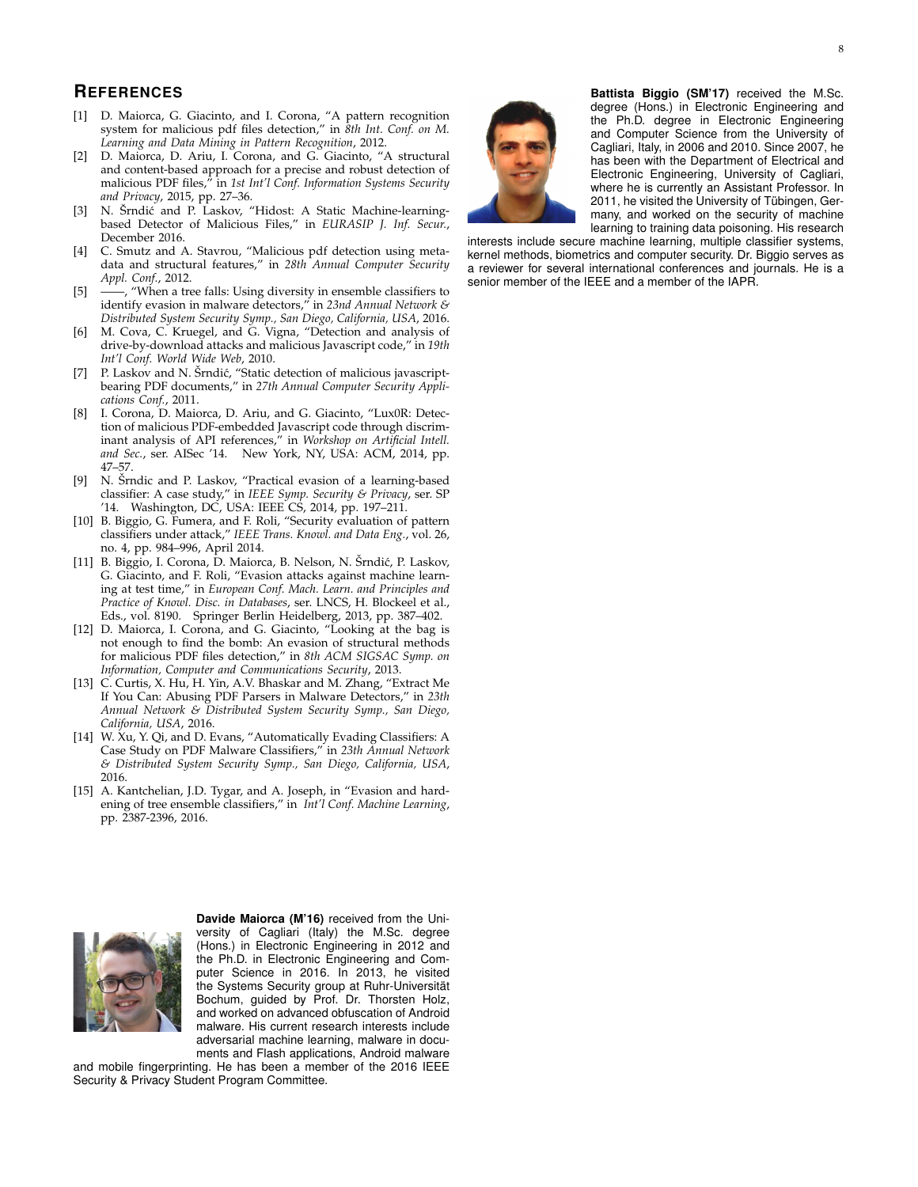## REFERENCES

[1] D. Maiorca, G. Giacinto, and I. Corona, "A pattern recognition system for malicious pdf files detection," in *8th Int. Conf. on M. Learning and Data Mining in Pattern Recognition*, 2012.

[2] D. Maiorca, D. Ariu, I. Corona, and G. Giacinto, "A structural and content-based approach for a precise and robust detection of malicious PDF files," in *1st Int'l Conf. Information Systems Security and Privacy*, 2015, pp. 27–36.

[3] N. Šrndić and P. Laskov, "Hidost: A Static Machine-learning-based Detector of Malicious Files," in *EURASIP J. Inf. Secur.*, December 2016.

[4] C. Smutz and A. Stavrou, "Malicious pdf detection using metadata and structural features," in *28th Annual Computer Security Appl. Conf.*, 2012.

[5] ——, "When a tree falls: Using diversity in ensemble classifiers to identify evasion in malware detectors," in *23nd Annual Network & Distributed System Security Symp., San Diego, California, USA*, 2016.

[6] M. Cova, C. Kruegel, and G. Vigna, "Detection and analysis of drive-by-download attacks and malicious Javascript code," in *19th Int'l Conf. World Wide Web*, 2010.

[7] P. Laskov and N. Šrndić, "Static detection of malicious javascript-bearing PDF documents," in *27th Annual Computer Security Applications Conf.*, 2011.

[8] I. Corona, D. Maiorca, D. Ariu, and G. Giacinto, "Lux0R: Detection of malicious PDF-embedded Javascript code through discriminant analysis of API references," in *Workshop on Artificial Intell. and Sec.*, ser. AISec '14. New York, NY, USA: ACM, 2014, pp. 47–57.

[9] N. Šrndic and P. Laskov, "Practical evasion of a learning-based classifier: A case study," in *IEEE Symp. Security & Privacy*, ser. SP '14. Washington, DC, USA: IEEE CS, 2014, pp. 197–211.

[10] B. Biggio, G. Fumera, and F. Roli, "Security evaluation of pattern classifiers under attack," *IEEE Trans. Knowl. and Data Eng.*, vol. 26, no. 4, pp. 984–996, April 2014.

[11] B. Biggio, I. Corona, D. Maiorca, B. Nelson, N. Šrndić, P. Laskov, G. Giacinto, and F. Roli, "Evasion attacks against machine learning at test time," in *European Conf. Mach. Learn. and Principles and Practice of Knowl. Disc. in Databases*, ser. LNCS, H. Blockeel et al., Eds., vol. 8190. Springer Berlin Heidelberg, 2013, pp. 387–402.

[12] D. Maiorca, I. Corona, and G. Giacinto, "Looking at the bag is not enough to find the bomb: An evasion of structural methods for malicious PDF files detection," in *8th ACM SIGSAC Symp. on Information, Computer and Communications Security*, 2013.

[13] C. Curtis, X. Hu, H. Yin, A.V. Bhaskar and M. Zhang, "Extract Me If You Can: Abusing PDF Parsers in Malware Detectors," in *23th Annual Network & Distributed System Security Symp., San Diego, California, USA*, 2016.

[14] W. Xu, Y. Qi, and D. Evans, "Automatically Evading Classifiers: A Case Study on PDF Malware Classifiers," in *23th Annual Network & Distributed System Security Symp., San Diego, California, USA*, 2016.

[15] A. Kantchelian, J.D. Tygar, and A. Joseph, in "Evasion and hardening of tree ensemble classifiers," in *Int'l Conf. Machine Learning*, pp. 2387-2396, 2016.

**Battista Biggio (SM'17)** received the M.Sc. degree (Hons.) in Electronic Engineering and the Ph.D. degree in Electronic Engineering and Computer Science from the University of Cagliari, Italy, in 2006 and 2010. Since 2007, he has been with the Department of Electrical and Electronic Engineering, University of Cagliari, where he is currently an Assistant Professor. In 2011, he visited the University of Tübingen, Germany, and worked on the security of machine learning to training data poisoning. His research interests include secure machine learning, multiple classifier systems, kernel methods, biometrics and computer security. Dr. Biggio serves as a reviewer for several international conferences and journals. He is a senior member of the IEEE and a member of the IAPR.

**Davide Maiorca (M'16)** received from the University of Cagliari (Italy) the M.Sc. degree (Hons.) in Electronic Engineering in 2012 and the Ph.D. in Electronic Engineering and Computer Science in 2016. In 2013, he visited the Systems Security group at Ruhr-Universität Bochum, guided by Prof. Dr. Thorsten Holz, and worked on advanced obfuscation of Android malware. His current research interests include adversarial machine learning, malware in documents and Flash applications, Android malware and mobile fingerprinting. He has been a member of the 2016 IEEE Security & Privacy Student Program Committee.